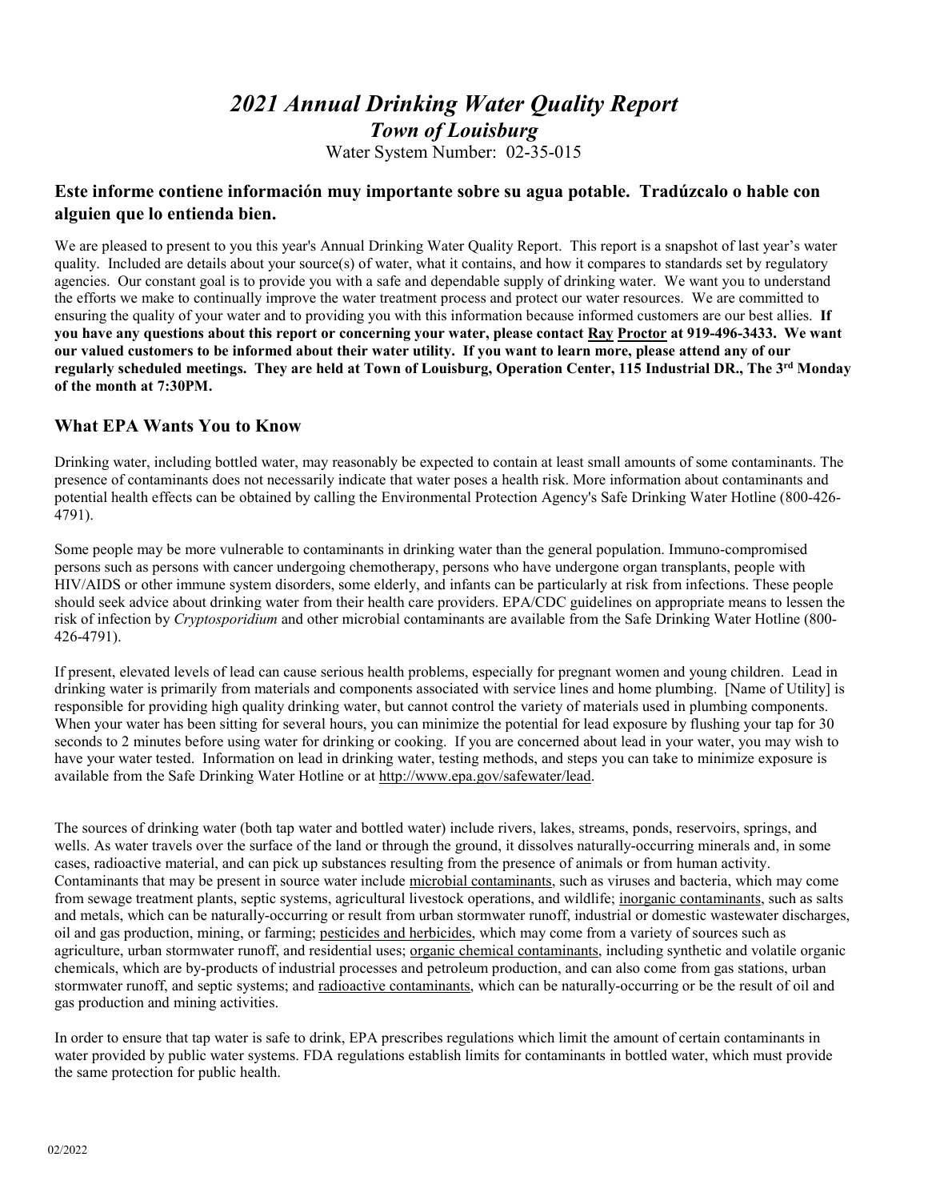# *2021 Annual Drinking Water Quality Report*

## *Town of Louisburg*

Water System Number: 02-35-015

### Este informe contiene información muy importante sobre su agua potable. Tradúzcalo o hable con alguien que lo entienda bien.

We are pleased to present to you this year's Annual Drinking Water Quality Report. This report is a snapshot of last year's water quality. Included are details about your source(s) of water, what it contains, and how it compares to standards set by regulatory agencies. Our constant goal is to provide you with a safe and dependable supply of drinking water. We want you to understand the efforts we make to continually improve the water treatment process and protect our water resources. We are committed to ensuring the quality of your water and to providing you with this information because informed customers are our best allies. **If you have any questions about this report or concerning your water, please contact Ray Proctor at 919-496-3433. We want our valued customers to be informed about their water utility. If you want to learn more, please attend any of our regularly scheduled meetings. They are held at Town of Louisburg, Operation Center, 115 Industrial DR., The 3rd Monday of the month at 7:30PM.**

### What EPA Wants You to Know

Drinking water, including bottled water, may reasonably be expected to contain at least small amounts of some contaminants. The presence of contaminants does not necessarily indicate that water poses a health risk. More information about contaminants and potential health effects can be obtained by calling the Environmental Protection Agency's Safe Drinking Water Hotline (800-426-4791).

Some people may be more vulnerable to contaminants in drinking water than the general population. Immuno-compromised persons such as persons with cancer undergoing chemotherapy, persons who have undergone organ transplants, people with HIV/AIDS or other immune system disorders, some elderly, and infants can be particularly at risk from infections. These people should seek advice about drinking water from their health care providers. EPA/CDC guidelines on appropriate means to lessen the risk of infection by *Cryptosporidium* and other microbial contaminants are available from the Safe Drinking Water Hotline (800-426-4791).

If present, elevated levels of lead can cause serious health problems, especially for pregnant women and young children. Lead in drinking water is primarily from materials and components associated with service lines and home plumbing. [Name of Utility] is responsible for providing high quality drinking water, but cannot control the variety of materials used in plumbing components. When your water has been sitting for several hours, you can minimize the potential for lead exposure by flushing your tap for 30 seconds to 2 minutes before using water for drinking or cooking. If you are concerned about lead in your water, you may wish to have your water tested. Information on lead in drinking water, testing methods, and steps you can take to minimize exposure is available from the Safe Drinking Water Hotline or at http://www.epa.gov/safewater/lead.

The sources of drinking water (both tap water and bottled water) include rivers, lakes, streams, ponds, reservoirs, springs, and wells. As water travels over the surface of the land or through the ground, it dissolves naturally-occurring minerals and, in some cases, radioactive material, and can pick up substances resulting from the presence of animals or from human activity. Contaminants that may be present in source water include microbial contaminants, such as viruses and bacteria, which may come from sewage treatment plants, septic systems, agricultural livestock operations, and wildlife; inorganic contaminants, such as salts and metals, which can be naturally-occurring or result from urban stormwater runoff, industrial or domestic wastewater discharges, oil and gas production, mining, or farming; pesticides and herbicides, which may come from a variety of sources such as agriculture, urban stormwater runoff, and residential uses; organic chemical contaminants, including synthetic and volatile organic chemicals, which are by-products of industrial processes and petroleum production, and can also come from gas stations, urban stormwater runoff, and septic systems; and radioactive contaminants, which can be naturally-occurring or be the result of oil and gas production and mining activities.

In order to ensure that tap water is safe to drink, EPA prescribes regulations which limit the amount of certain contaminants in water provided by public water systems. FDA regulations establish limits for contaminants in bottled water, which must provide the same protection for public health.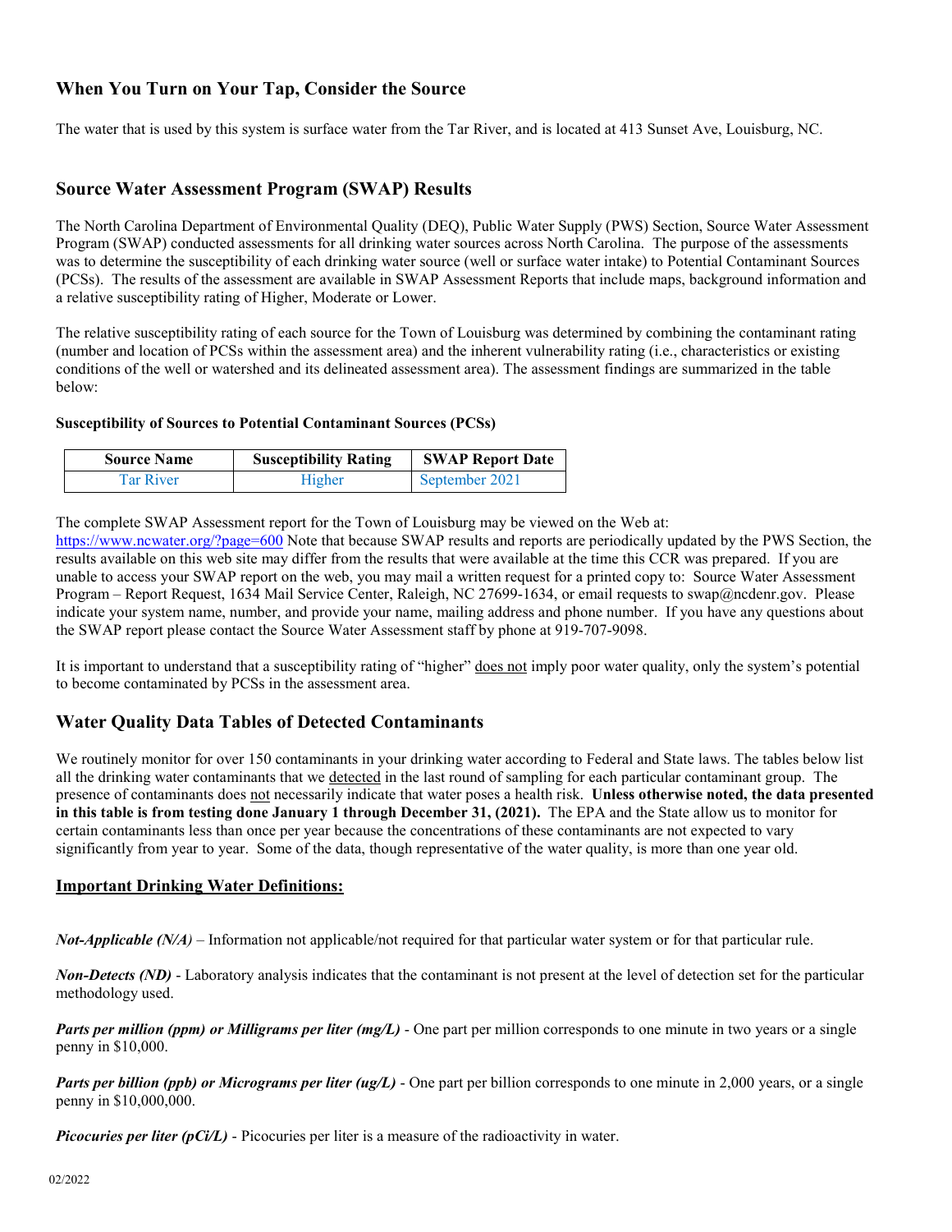## When You Turn on Your Tap, Consider the Source

The water that is used by this system is surface water from the Tar River, and is located at 413 Sunset Ave, Louisburg, NC.

## Source Water Assessment Program (SWAP) Results

The North Carolina Department of Environmental Quality (DEQ), Public Water Supply (PWS) Section, Source Water Assessment Program (SWAP) conducted assessments for all drinking water sources across North Carolina. The purpose of the assessments was to determine the susceptibility of each drinking water source (well or surface water intake) to Potential Contaminant Sources (PCSs). The results of the assessment are available in SWAP Assessment Reports that include maps, background information and a relative susceptibility rating of Higher, Moderate or Lower.

The relative susceptibility rating of each source for the Town of Louisburg was determined by combining the contaminant rating (number and location of PCSs within the assessment area) and the inherent vulnerability rating (i.e., characteristics or existing conditions of the well or watershed and its delineated assessment area). The assessment findings are summarized in the table below:

**Susceptibility of Sources to Potential Contaminant Sources (PCSs)**

| Source Name | Susceptibility Rating | SWAP Report Date |
|---|---|---|
| Tar River | Higher | September 2021 |

The complete SWAP Assessment report for the Town of Louisburg may be viewed on the Web at: https://www.ncwater.org/?page=600 Note that because SWAP results and reports are periodically updated by the PWS Section, the results available on this web site may differ from the results that were available at the time this CCR was prepared. If you are unable to access your SWAP report on the web, you may mail a written request for a printed copy to: Source Water Assessment Program – Report Request, 1634 Mail Service Center, Raleigh, NC 27699-1634, or email requests to swap@ncdenr.gov. Please indicate your system name, number, and provide your name, mailing address and phone number. If you have any questions about the SWAP report please contact the Source Water Assessment staff by phone at 919-707-9098.

It is important to understand that a susceptibility rating of "higher" does not imply poor water quality, only the system's potential to become contaminated by PCSs in the assessment area.

## Water Quality Data Tables of Detected Contaminants

We routinely monitor for over 150 contaminants in your drinking water according to Federal and State laws. The tables below list all the drinking water contaminants that we detected in the last round of sampling for each particular contaminant group. The presence of contaminants does not necessarily indicate that water poses a health risk. **Unless otherwise noted, the data presented in this table is from testing done January 1 through December 31, (2021).** The EPA and the State allow us to monitor for certain contaminants less than once per year because the concentrations of these contaminants are not expected to vary significantly from year to year. Some of the data, though representative of the water quality, is more than one year old.

### Important Drinking Water Definitions:

***Not-Applicable (N/A)*** – Information not applicable/not required for that particular water system or for that particular rule.

***Non-Detects (ND)*** - Laboratory analysis indicates that the contaminant is not present at the level of detection set for the particular methodology used.

***Parts per million (ppm) or Milligrams per liter (mg/L)*** - One part per million corresponds to one minute in two years or a single penny in $10,000.

***Parts per billion (ppb) or Micrograms per liter (ug/L)*** - One part per billion corresponds to one minute in 2,000 years, or a single penny in $10,000,000.

***Picocuries per liter (pCi/L)*** - Picocuries per liter is a measure of the radioactivity in water.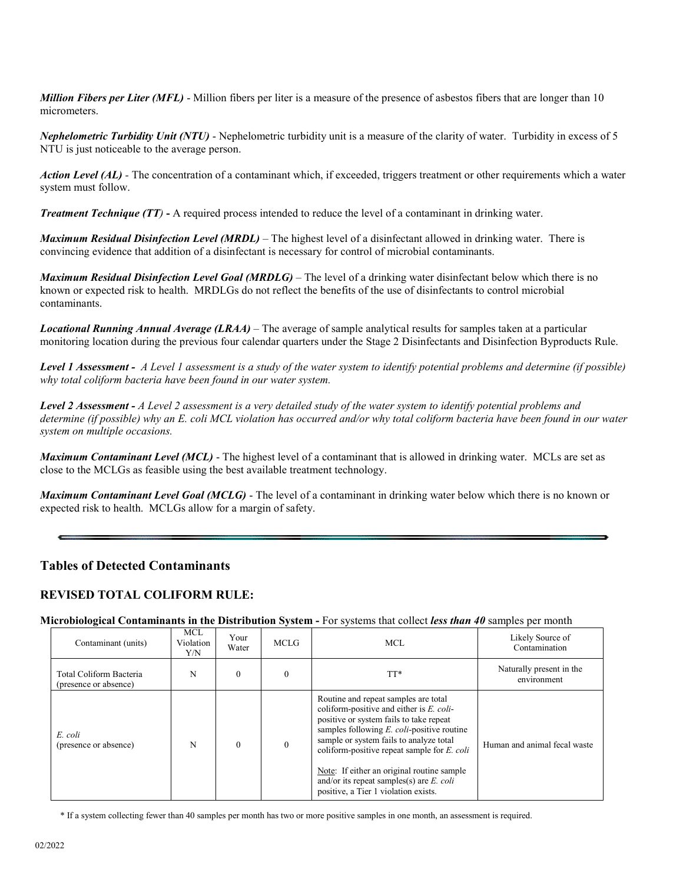***Million Fibers per Liter (MFL)*** - Million fibers per liter is a measure of the presence of asbestos fibers that are longer than 10 micrometers.

***Nephelometric Turbidity Unit (NTU)*** - Nephelometric turbidity unit is a measure of the clarity of water. Turbidity in excess of 5 NTU is just noticeable to the average person.

***Action Level (AL)*** - The concentration of a contaminant which, if exceeded, triggers treatment or other requirements which a water system must follow.

***Treatment Technique (TT)*** **-** A required process intended to reduce the level of a contaminant in drinking water.

***Maximum Residual Disinfection Level (MRDL)*** – The highest level of a disinfectant allowed in drinking water. There is convincing evidence that addition of a disinfectant is necessary for control of microbial contaminants.

***Maximum Residual Disinfection Level Goal (MRDLG)*** – The level of a drinking water disinfectant below which there is no known or expected risk to health. MRDLGs do not reflect the benefits of the use of disinfectants to control microbial contaminants.

***Locational Running Annual Average (LRAA)*** – The average of sample analytical results for samples taken at a particular monitoring location during the previous four calendar quarters under the Stage 2 Disinfectants and Disinfection Byproducts Rule.

***Level 1 Assessment -*** *A Level 1 assessment is a study of the water system to identify potential problems and determine (if possible) why total coliform bacteria have been found in our water system.*

***Level 2 Assessment -*** *A Level 2 assessment is a very detailed study of the water system to identify potential problems and determine (if possible) why an E. coli MCL violation has occurred and/or why total coliform bacteria have been found in our water system on multiple occasions.*

***Maximum Contaminant Level (MCL)*** - The highest level of a contaminant that is allowed in drinking water. MCLs are set as close to the MCLGs as feasible using the best available treatment technology.

***Maximum Contaminant Level Goal (MCLG)*** - The level of a contaminant in drinking water below which there is no known or expected risk to health. MCLGs allow for a margin of safety.

## Tables of Detected Contaminants

### REVISED TOTAL COLIFORM RULE:

**Microbiological Contaminants in the Distribution System -** For systems that collect ***less than 40*** samples per month

| Contaminant (units) | MCL Violation Y/N | Your Water | MCLG | MCL | Likely Source of Contamination |
|---|---|---|---|---|---|
| Total Coliform Bacteria (presence or absence) | N | 0 | 0 | TT* | Naturally present in the environment |
| *E. coli* (presence or absence) | N | 0 | 0 | Routine and repeat samples are total coliform-positive and either is *E. coli*-positive or system fails to take repeat samples following *E. coli*-positive routine sample or system fails to analyze total coliform-positive repeat sample for *E. coli*<br><br>Note: If either an original routine sample and/or its repeat samples(s) are *E. coli* positive, a Tier 1 violation exists. | Human and animal fecal waste |

\* If a system collecting fewer than 40 samples per month has two or more positive samples in one month, an assessment is required.

02/2022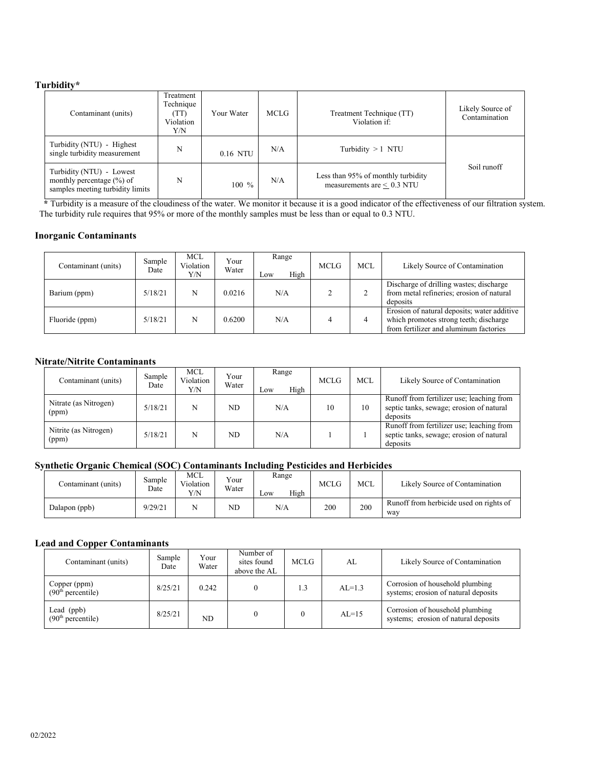### Turbidity*

| Contaminant (units) | Treatment Technique (TT) Violation Y/N | Your Water | MCLG | Treatment Technique (TT) Violation if: | Likely Source of Contamination |
|---|---|---|---|---|---|
| Turbidity (NTU) - Highest single turbidity measurement | N | 0.16 NTU | N/A | Turbidity > 1 NTU | Soil runoff |
| Turbidity (NTU) - Lowest monthly percentage (%) of samples meeting turbidity limits | N | 100 % | N/A | Less than 95% of monthly turbidity measurements are ≤ 0.3 NTU | |

* Turbidity is a measure of the cloudiness of the water. We monitor it because it is a good indicator of the effectiveness of our filtration system. The turbidity rule requires that 95% or more of the monthly samples must be less than or equal to 0.3 NTU.

### Inorganic Contaminants

| Contaminant (units) | Sample Date | MCL Violation Y/N | Your Water | Range Low High | MCLG | MCL | Likely Source of Contamination |
|---|---|---|---|---|---|---|---|
| Barium (ppm) | 5/18/21 | N | 0.0216 | N/A | 2 | 2 | Discharge of drilling wastes; discharge from metal refineries; erosion of natural deposits |
| Fluoride (ppm) | 5/18/21 | N | 0.6200 | N/A | 4 | 4 | Erosion of natural deposits; water additive which promotes strong teeth; discharge from fertilizer and aluminum factories |

### Nitrate/Nitrite Contaminants

| Contaminant (units) | Sample Date | MCL Violation Y/N | Your Water | Range Low High | MCLG | MCL | Likely Source of Contamination |
|---|---|---|---|---|---|---|---|
| Nitrate (as Nitrogen) (ppm) | 5/18/21 | N | ND | N/A | 10 | 10 | Runoff from fertilizer use; leaching from septic tanks, sewage; erosion of natural deposits |
| Nitrite (as Nitrogen) (ppm) | 5/18/21 | N | ND | N/A | 1 | 1 | Runoff from fertilizer use; leaching from septic tanks, sewage; erosion of natural deposits |

### Synthetic Organic Chemical (SOC) Contaminants Including Pesticides and Herbicides

| Contaminant (units) | Sample Date | MCL Violation Y/N | Your Water | Range Low High | MCLG | MCL | Likely Source of Contamination |
|---|---|---|---|---|---|---|---|
| Dalapon (ppb) | 9/29/21 | N | ND | N/A | 200 | 200 | Runoff from herbicide used on rights of way |

### Lead and Copper Contaminants

| Contaminant (units) | Sample Date | Your Water | Number of sites found above the AL | MCLG | AL | Likely Source of Contamination |
|---|---|---|---|---|---|---|
| Copper (ppm) (90th percentile) | 8/25/21 | 0.242 | 0 | 1.3 | AL=1.3 | Corrosion of household plumbing systems; erosion of natural deposits |
| Lead (ppb) (90th percentile) | 8/25/21 | ND | 0 | 0 | AL=15 | Corrosion of household plumbing systems; erosion of natural deposits |

02/2022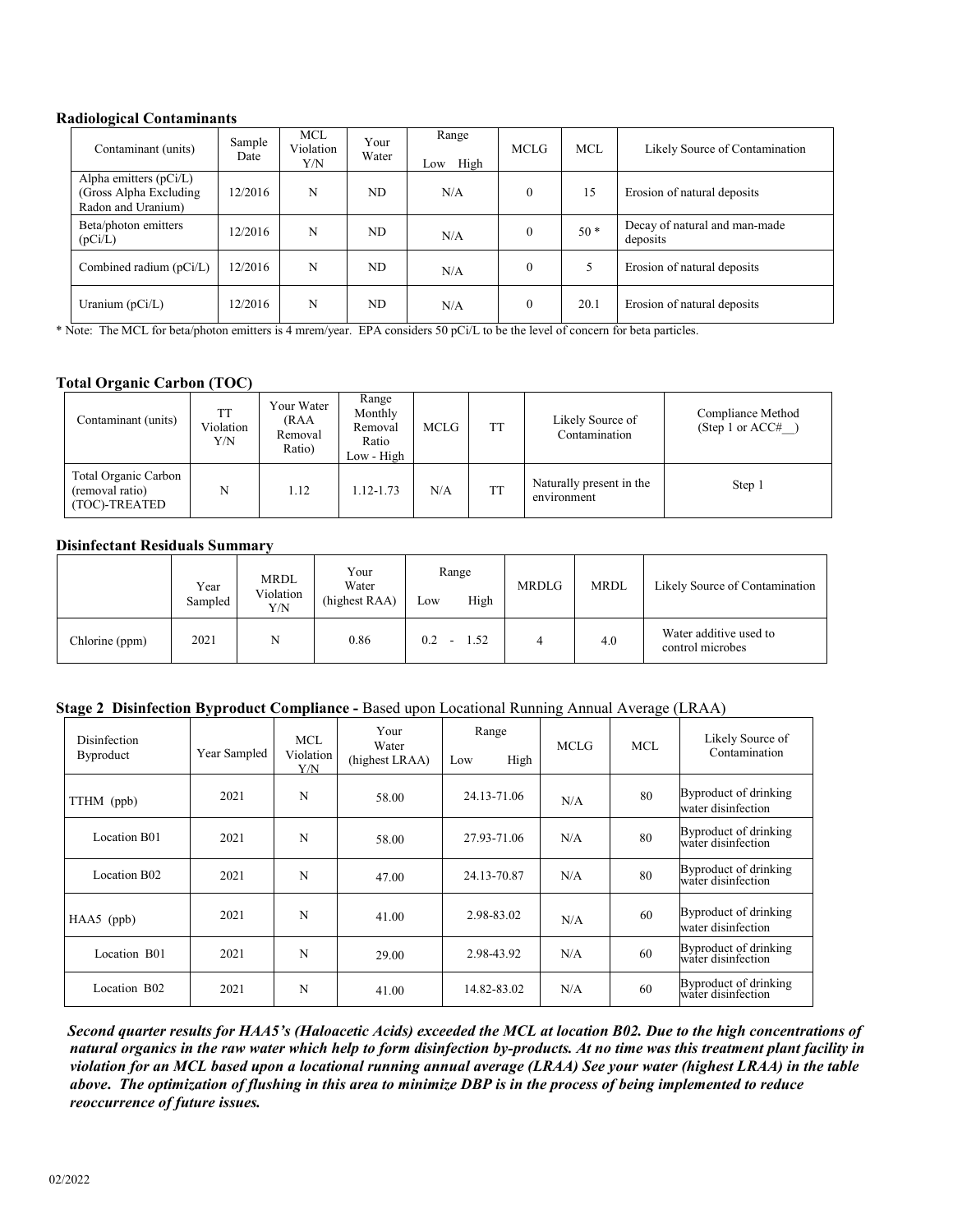**Radiological Contaminants**

| Contaminant (units) | Sample Date | MCL Violation Y/N | Your Water | Range Low High | MCLG | MCL | Likely Source of Contamination |
|---|---|---|---|---|---|---|---|
| Alpha emitters (pCi/L) (Gross Alpha Excluding Radon and Uranium) | 12/2016 | N | ND | N/A | 0 | 15 | Erosion of natural deposits |
| Beta/photon emitters (pCi/L) | 12/2016 | N | ND | N/A | 0 | 50 * | Decay of natural and man-made deposits |
| Combined radium (pCi/L) | 12/2016 | N | ND | N/A | 0 | 5 | Erosion of natural deposits |
| Uranium (pCi/L) | 12/2016 | N | ND | N/A | 0 | 20.1 | Erosion of natural deposits |

* Note: The MCL for beta/photon emitters is 4 mrem/year. EPA considers 50 pCi/L to be the level of concern for beta particles.

**Total Organic Carbon (TOC)**

| Contaminant (units) | TT Violation Y/N | Your Water (RAA Removal Ratio) | Range Monthly Removal Ratio Low - High | MCLG | TT | Likely Source of Contamination | Compliance Method (Step 1 or ACC#__) |
|---|---|---|---|---|---|---|---|
| Total Organic Carbon (removal ratio) (TOC)-TREATED | N | 1.12 | 1.12-1.73 | N/A | TT | Naturally present in the environment | Step 1 |

**Disinfectant Residuals Summary**

| | Year Sampled | MRDL Violation Y/N | Your Water (highest RAA) | Range Low High | MRDLG | MRDL | Likely Source of Contamination |
|---|---|---|---|---|---|---|---|
| Chlorine (ppm) | 2021 | N | 0.86 | 0.2 - 1.52 | 4 | 4.0 | Water additive used to control microbes |

**Stage 2 Disinfection Byproduct Compliance -** Based upon Locational Running Annual Average (LRAA)

| Disinfection Byproduct | Year Sampled | MCL Violation Y/N | Your Water (highest LRAA) | Range Low High | MCLG | MCL | Likely Source of Contamination |
|---|---|---|---|---|---|---|---|
| TTHM (ppb) | 2021 | N | 58.00 | 24.13-71.06 | N/A | 80 | Byproduct of drinking water disinfection |
| Location B01 | 2021 | N | 58.00 | 27.93-71.06 | N/A | 80 | Byproduct of drinking water disinfection |
| Location B02 | 2021 | N | 47.00 | 24.13-70.87 | N/A | 80 | Byproduct of drinking water disinfection |
| HAA5 (ppb) | 2021 | N | 41.00 | 2.98-83.02 | N/A | 60 | Byproduct of drinking water disinfection |
| Location B01 | 2021 | N | 29.00 | 2.98-43.92 | N/A | 60 | Byproduct of drinking water disinfection |
| Location B02 | 2021 | N | 41.00 | 14.82-83.02 | N/A | 60 | Byproduct of drinking water disinfection |

***Second quarter results for HAA5's (Haloacetic Acids) exceeded the MCL at location B02. Due to the high concentrations of natural organics in the raw water which help to form disinfection by-products. At no time was this treatment plant facility in violation for an MCL based upon a locational running annual average (LRAA) See your water (highest LRAA) in the table above. The optimization of flushing in this area to minimize DBP is in the process of being implemented to reduce reoccurrence of future issues.***

02/2022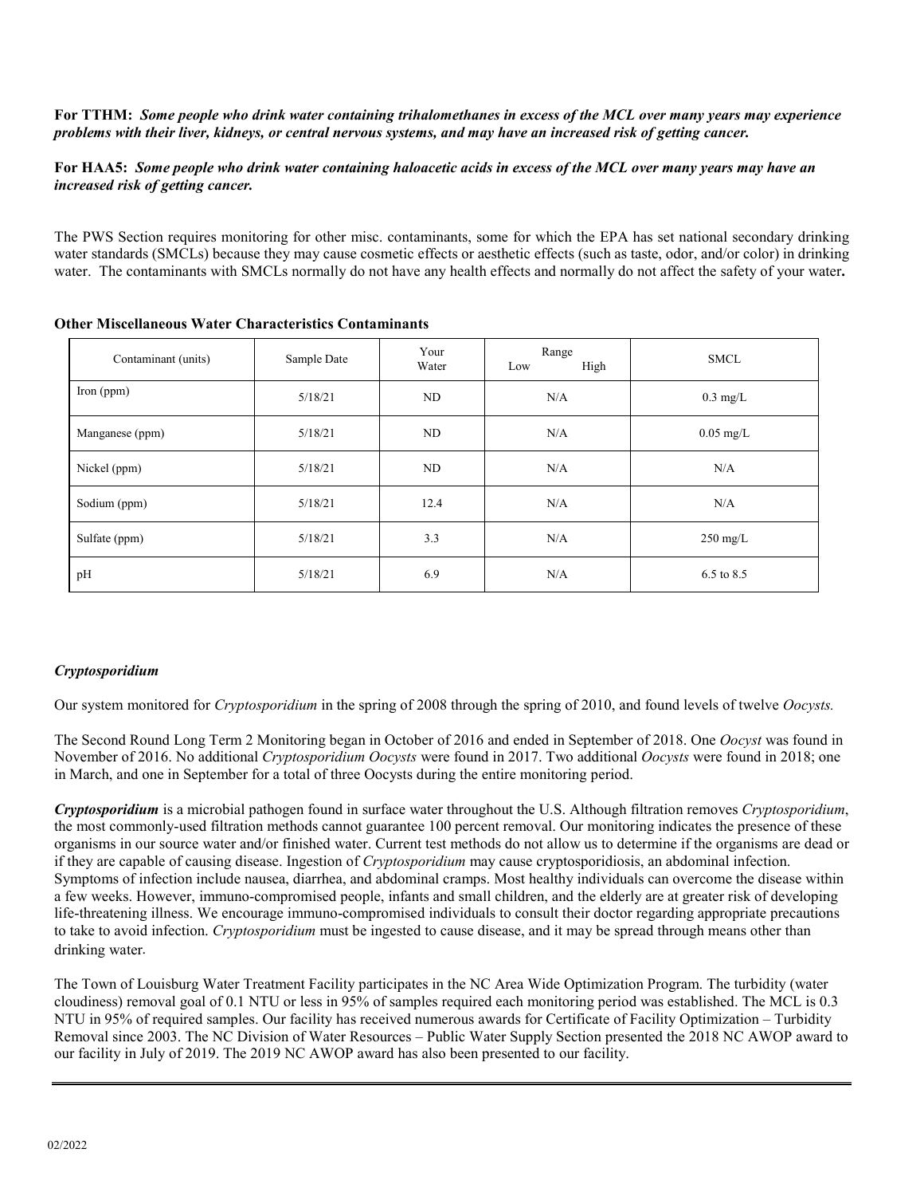**For TTHM:** ***Some people who drink water containing trihalomethanes in excess of the MCL over many years may experience problems with their liver, kidneys, or central nervous systems, and may have an increased risk of getting cancer.***

**For HAA5:** ***Some people who drink water containing haloacetic acids in excess of the MCL over many years may have an increased risk of getting cancer.***

The PWS Section requires monitoring for other misc. contaminants, some for which the EPA has set national secondary drinking water standards (SMCLs) because they may cause cosmetic effects or aesthetic effects (such as taste, odor, and/or color) in drinking water. The contaminants with SMCLs normally do not have any health effects and normally do not affect the safety of your water**.**

**Other Miscellaneous Water Characteristics Contaminants**

| Contaminant (units) | Sample Date | Your Water | Range Low High | SMCL |
|---|---|---|---|---|
| Iron (ppm) | 5/18/21 | ND | N/A | 0.3 mg/L |
| Manganese (ppm) | 5/18/21 | ND | N/A | 0.05 mg/L |
| Nickel (ppm) | 5/18/21 | ND | N/A | N/A |
| Sodium (ppm) | 5/18/21 | 12.4 | N/A | N/A |
| Sulfate (ppm) | 5/18/21 | 3.3 | N/A | 250 mg/L |
| pH | 5/18/21 | 6.9 | N/A | 6.5 to 8.5 |

***Cryptosporidium***

Our system monitored for *Cryptosporidium* in the spring of 2008 through the spring of 2010, and found levels of twelve *Oocysts.*

The Second Round Long Term 2 Monitoring began in October of 2016 and ended in September of 2018. One *Oocyst* was found in November of 2016. No additional *Cryptosporidium Oocysts* were found in 2017. Two additional *Oocysts* were found in 2018; one in March, and one in September for a total of three Oocysts during the entire monitoring period.

***Cryptosporidium*** is a microbial pathogen found in surface water throughout the U.S. Although filtration removes *Cryptosporidium*, the most commonly-used filtration methods cannot guarantee 100 percent removal. Our monitoring indicates the presence of these organisms in our source water and/or finished water. Current test methods do not allow us to determine if the organisms are dead or if they are capable of causing disease. Ingestion of *Cryptosporidium* may cause cryptosporidiosis, an abdominal infection. Symptoms of infection include nausea, diarrhea, and abdominal cramps. Most healthy individuals can overcome the disease within a few weeks. However, immuno-compromised people, infants and small children, and the elderly are at greater risk of developing life-threatening illness. We encourage immuno-compromised individuals to consult their doctor regarding appropriate precautions to take to avoid infection. *Cryptosporidium* must be ingested to cause disease, and it may be spread through means other than drinking water.

The Town of Louisburg Water Treatment Facility participates in the NC Area Wide Optimization Program. The turbidity (water cloudiness) removal goal of 0.1 NTU or less in 95% of samples required each monitoring period was established. The MCL is 0.3 NTU in 95% of required samples. Our facility has received numerous awards for Certificate of Facility Optimization – Turbidity Removal since 2003. The NC Division of Water Resources – Public Water Supply Section presented the 2018 NC AWOP award to our facility in July of 2019. The 2019 NC AWOP award has also been presented to our facility.

02/2022